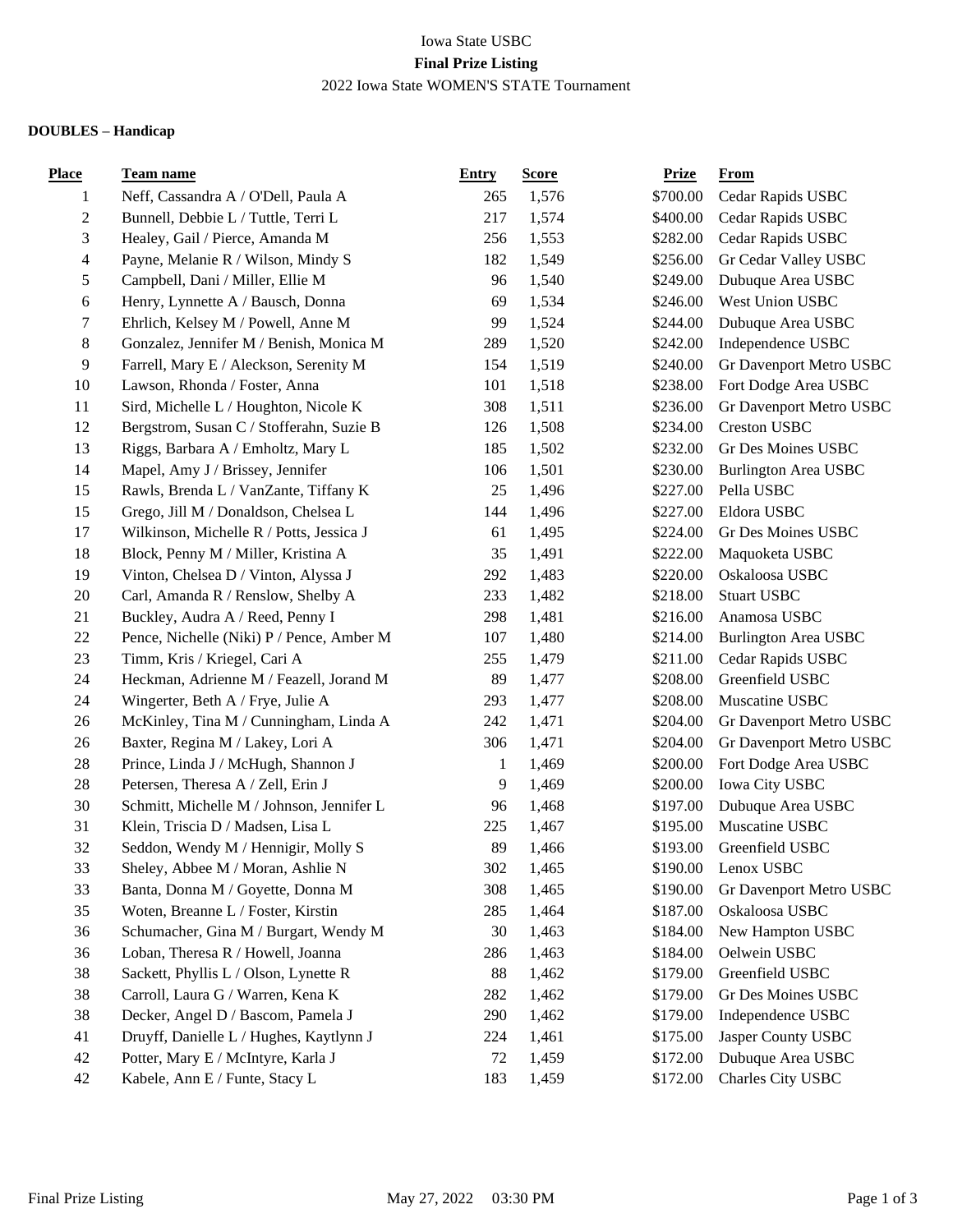Iowa State USBC

**Final Prize Listing**

2022 Iowa State WOMEN'S STATE Tournament

**DOUBLES – Handicap**

| Place | Team name | Entry | Score | Prize | From |
|---|---|---|---|---|---|
| 1 | Neff, Cassandra A / O'Dell, Paula A | 265 | 1,576 | $700.00 | Cedar Rapids USBC |
| 2 | Bunnell, Debbie L / Tuttle, Terri L | 217 | 1,574 | $400.00 | Cedar Rapids USBC |
| 3 | Healey, Gail / Pierce, Amanda M | 256 | 1,553 | $282.00 | Cedar Rapids USBC |
| 4 | Payne, Melanie R / Wilson, Mindy S | 182 | 1,549 | $256.00 | Gr Cedar Valley USBC |
| 5 | Campbell, Dani / Miller, Ellie M | 96 | 1,540 | $249.00 | Dubuque Area USBC |
| 6 | Henry, Lynnette A / Bausch, Donna | 69 | 1,534 | $246.00 | West Union USBC |
| 7 | Ehrlich, Kelsey M / Powell, Anne M | 99 | 1,524 | $244.00 | Dubuque Area USBC |
| 8 | Gonzalez, Jennifer M / Benish, Monica M | 289 | 1,520 | $242.00 | Independence USBC |
| 9 | Farrell, Mary E / Aleckson, Serenity M | 154 | 1,519 | $240.00 | Gr Davenport Metro USBC |
| 10 | Lawson, Rhonda / Foster, Anna | 101 | 1,518 | $238.00 | Fort Dodge Area USBC |
| 11 | Sird, Michelle L / Houghton, Nicole K | 308 | 1,511 | $236.00 | Gr Davenport Metro USBC |
| 12 | Bergstrom, Susan C / Stofferahn, Suzie B | 126 | 1,508 | $234.00 | Creston USBC |
| 13 | Riggs, Barbara A / Emholtz, Mary L | 185 | 1,502 | $232.00 | Gr Des Moines USBC |
| 14 | Mapel, Amy J / Brissey, Jennifer | 106 | 1,501 | $230.00 | Burlington Area USBC |
| 15 | Rawls, Brenda L / VanZante, Tiffany K | 25 | 1,496 | $227.00 | Pella USBC |
| 15 | Grego, Jill M / Donaldson, Chelsea L | 144 | 1,496 | $227.00 | Eldora USBC |
| 17 | Wilkinson, Michelle R / Potts, Jessica J | 61 | 1,495 | $224.00 | Gr Des Moines USBC |
| 18 | Block, Penny M / Miller, Kristina A | 35 | 1,491 | $222.00 | Maquoketa USBC |
| 19 | Vinton, Chelsea D / Vinton, Alyssa J | 292 | 1,483 | $220.00 | Oskaloosa USBC |
| 20 | Carl, Amanda R / Renslow, Shelby A | 233 | 1,482 | $218.00 | Stuart USBC |
| 21 | Buckley, Audra A / Reed, Penny I | 298 | 1,481 | $216.00 | Anamosa USBC |
| 22 | Pence, Nichelle (Niki) P / Pence, Amber M | 107 | 1,480 | $214.00 | Burlington Area USBC |
| 23 | Timm, Kris / Kriegel, Cari A | 255 | 1,479 | $211.00 | Cedar Rapids USBC |
| 24 | Heckman, Adrienne M / Feazell, Jorand M | 89 | 1,477 | $208.00 | Greenfield USBC |
| 24 | Wingerter, Beth A / Frye, Julie A | 293 | 1,477 | $208.00 | Muscatine USBC |
| 26 | McKinley, Tina M / Cunningham, Linda A | 242 | 1,471 | $204.00 | Gr Davenport Metro USBC |
| 26 | Baxter, Regina M / Lakey, Lori A | 306 | 1,471 | $204.00 | Gr Davenport Metro USBC |
| 28 | Prince, Linda J / McHugh, Shannon J | 1 | 1,469 | $200.00 | Fort Dodge Area USBC |
| 28 | Petersen, Theresa A / Zell, Erin J | 9 | 1,469 | $200.00 | Iowa City USBC |
| 30 | Schmitt, Michelle M / Johnson, Jennifer L | 96 | 1,468 | $197.00 | Dubuque Area USBC |
| 31 | Klein, Triscia D / Madsen, Lisa L | 225 | 1,467 | $195.00 | Muscatine USBC |
| 32 | Seddon, Wendy M / Hennigir, Molly S | 89 | 1,466 | $193.00 | Greenfield USBC |
| 33 | Sheley, Abbee M / Moran, Ashlie N | 302 | 1,465 | $190.00 | Lenox USBC |
| 33 | Banta, Donna M / Goyette, Donna M | 308 | 1,465 | $190.00 | Gr Davenport Metro USBC |
| 35 | Woten, Breanne L / Foster, Kirstin | 285 | 1,464 | $187.00 | Oskaloosa USBC |
| 36 | Schumacher, Gina M / Burgart, Wendy M | 30 | 1,463 | $184.00 | New Hampton USBC |
| 36 | Loban, Theresa R / Howell, Joanna | 286 | 1,463 | $184.00 | Oelwein USBC |
| 38 | Sackett, Phyllis L / Olson, Lynette R | 88 | 1,462 | $179.00 | Greenfield USBC |
| 38 | Carroll, Laura G / Warren, Kena K | 282 | 1,462 | $179.00 | Gr Des Moines USBC |
| 38 | Decker, Angel D / Bascom, Pamela J | 290 | 1,462 | $179.00 | Independence USBC |
| 41 | Druyff, Danielle L / Hughes, Kaytlynn J | 224 | 1,461 | $175.00 | Jasper County USBC |
| 42 | Potter, Mary E / McIntyre, Karla J | 72 | 1,459 | $172.00 | Dubuque Area USBC |
| 42 | Kabele, Ann E / Funte, Stacy L | 183 | 1,459 | $172.00 | Charles City USBC |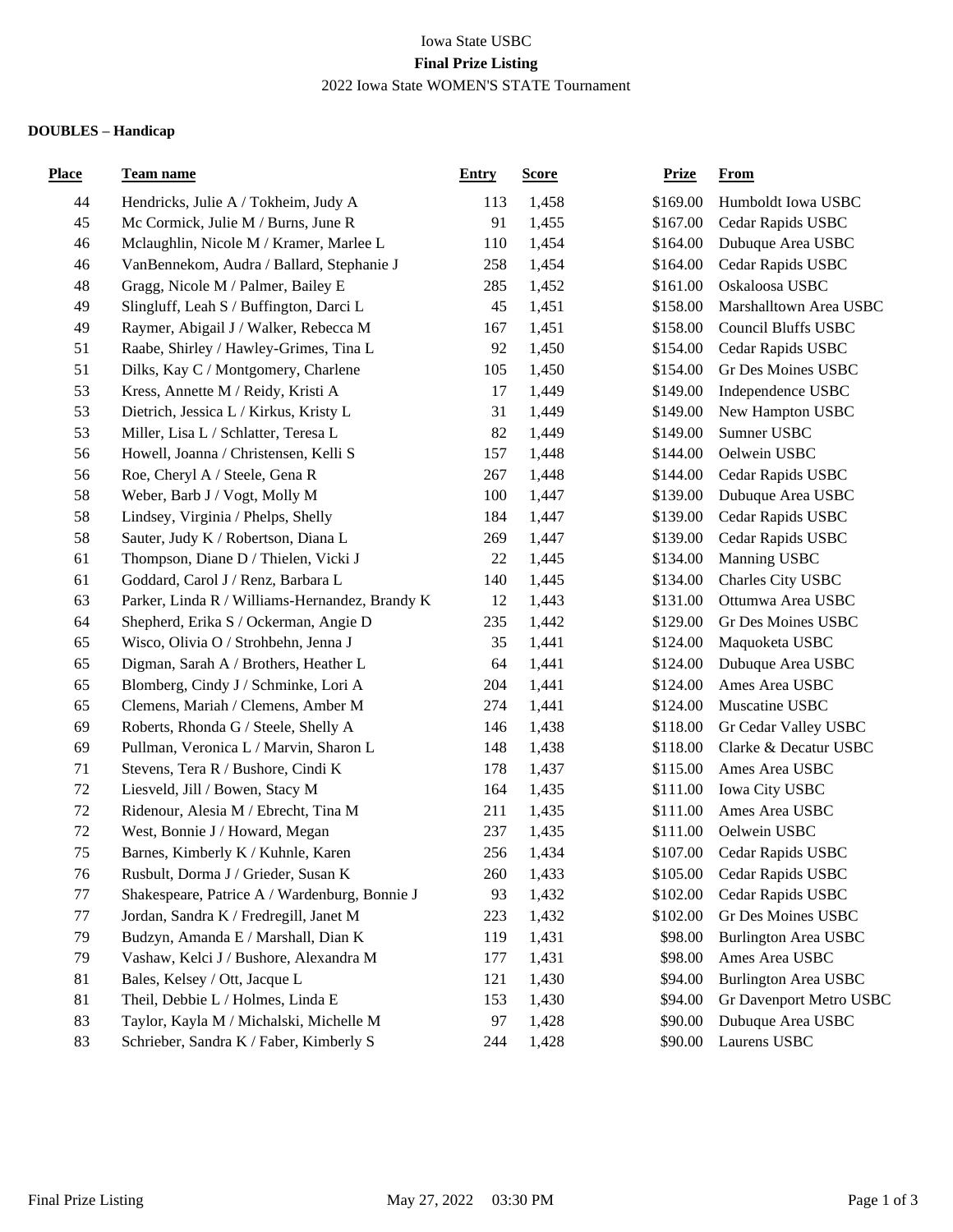Iowa State USBC

**Final Prize Listing**

2022 Iowa State WOMEN'S STATE Tournament

**DOUBLES – Handicap**

| Place | Team name | Entry | Score | Prize | From |
|---|---|---|---|---|---|
| 44 | Hendricks, Julie A / Tokheim, Judy A | 113 | 1,458 | $169.00 | Humboldt Iowa USBC |
| 45 | Mc Cormick, Julie M / Burns, June R | 91 | 1,455 | $167.00 | Cedar Rapids USBC |
| 46 | Mclaughlin, Nicole M / Kramer, Marlee L | 110 | 1,454 | $164.00 | Dubuque Area USBC |
| 46 | VanBennekom, Audra / Ballard, Stephanie J | 258 | 1,454 | $164.00 | Cedar Rapids USBC |
| 48 | Gragg, Nicole M / Palmer, Bailey E | 285 | 1,452 | $161.00 | Oskaloosa USBC |
| 49 | Slingluff, Leah S / Buffington, Darci L | 45 | 1,451 | $158.00 | Marshalltown Area USBC |
| 49 | Raymer, Abigail J / Walker, Rebecca M | 167 | 1,451 | $158.00 | Council Bluffs USBC |
| 51 | Raabe, Shirley / Hawley-Grimes, Tina L | 92 | 1,450 | $154.00 | Cedar Rapids USBC |
| 51 | Dilks, Kay C / Montgomery, Charlene | 105 | 1,450 | $154.00 | Gr Des Moines USBC |
| 53 | Kress, Annette M / Reidy, Kristi A | 17 | 1,449 | $149.00 | Independence USBC |
| 53 | Dietrich, Jessica L / Kirkus, Kristy L | 31 | 1,449 | $149.00 | New Hampton USBC |
| 53 | Miller, Lisa L / Schlatter, Teresa L | 82 | 1,449 | $149.00 | Sumner USBC |
| 56 | Howell, Joanna / Christensen, Kelli S | 157 | 1,448 | $144.00 | Oelwein USBC |
| 56 | Roe, Cheryl A / Steele, Gena R | 267 | 1,448 | $144.00 | Cedar Rapids USBC |
| 58 | Weber, Barb J / Vogt, Molly M | 100 | 1,447 | $139.00 | Dubuque Area USBC |
| 58 | Lindsey, Virginia / Phelps, Shelly | 184 | 1,447 | $139.00 | Cedar Rapids USBC |
| 58 | Sauter, Judy K / Robertson, Diana L | 269 | 1,447 | $139.00 | Cedar Rapids USBC |
| 61 | Thompson, Diane D / Thielen, Vicki J | 22 | 1,445 | $134.00 | Manning USBC |
| 61 | Goddard, Carol J / Renz, Barbara L | 140 | 1,445 | $134.00 | Charles City USBC |
| 63 | Parker, Linda R / Williams-Hernandez, Brandy K | 12 | 1,443 | $131.00 | Ottumwa Area USBC |
| 64 | Shepherd, Erika S / Ockerman, Angie D | 235 | 1,442 | $129.00 | Gr Des Moines USBC |
| 65 | Wisco, Olivia O / Strohbehn, Jenna J | 35 | 1,441 | $124.00 | Maquoketa USBC |
| 65 | Digman, Sarah A / Brothers, Heather L | 64 | 1,441 | $124.00 | Dubuque Area USBC |
| 65 | Blomberg, Cindy J / Schminke, Lori A | 204 | 1,441 | $124.00 | Ames Area USBC |
| 65 | Clemens, Mariah / Clemens, Amber M | 274 | 1,441 | $124.00 | Muscatine USBC |
| 69 | Roberts, Rhonda G / Steele, Shelly A | 146 | 1,438 | $118.00 | Gr Cedar Valley USBC |
| 69 | Pullman, Veronica L / Marvin, Sharon L | 148 | 1,438 | $118.00 | Clarke & Decatur USBC |
| 71 | Stevens, Tera R / Bushore, Cindi K | 178 | 1,437 | $115.00 | Ames Area USBC |
| 72 | Liesveld, Jill / Bowen, Stacy M | 164 | 1,435 | $111.00 | Iowa City USBC |
| 72 | Ridenour, Alesia M / Ebrecht, Tina M | 211 | 1,435 | $111.00 | Ames Area USBC |
| 72 | West, Bonnie J / Howard, Megan | 237 | 1,435 | $111.00 | Oelwein USBC |
| 75 | Barnes, Kimberly K / Kuhnle, Karen | 256 | 1,434 | $107.00 | Cedar Rapids USBC |
| 76 | Rusbult, Dorma J / Grieder, Susan K | 260 | 1,433 | $105.00 | Cedar Rapids USBC |
| 77 | Shakespeare, Patrice A / Wardenburg, Bonnie J | 93 | 1,432 | $102.00 | Cedar Rapids USBC |
| 77 | Jordan, Sandra K / Fredregill, Janet M | 223 | 1,432 | $102.00 | Gr Des Moines USBC |
| 79 | Budzyn, Amanda E / Marshall, Dian K | 119 | 1,431 | $98.00 | Burlington Area USBC |
| 79 | Vashaw, Kelci J / Bushore, Alexandra M | 177 | 1,431 | $98.00 | Ames Area USBC |
| 81 | Bales, Kelsey / Ott, Jacque L | 121 | 1,430 | $94.00 | Burlington Area USBC |
| 81 | Theil, Debbie L / Holmes, Linda E | 153 | 1,430 | $94.00 | Gr Davenport Metro USBC |
| 83 | Taylor, Kayla M / Michalski, Michelle M | 97 | 1,428 | $90.00 | Dubuque Area USBC |
| 83 | Schrieber, Sandra K / Faber, Kimberly S | 244 | 1,428 | $90.00 | Laurens USBC |

Final Prize Listing May 27, 2022 03:30 PM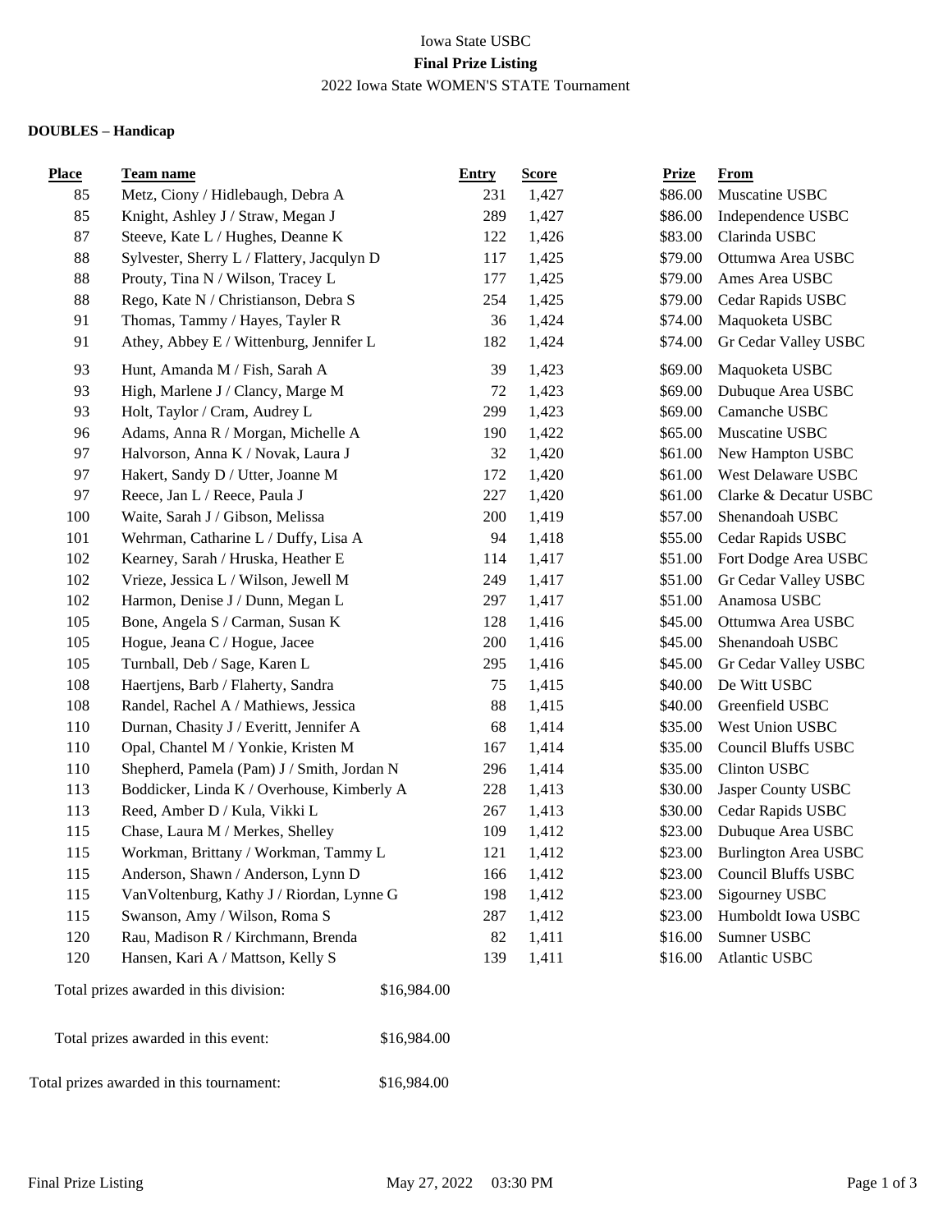Iowa State USBC

**Final Prize Listing**

2022 Iowa State WOMEN'S STATE Tournament

**DOUBLES – Handicap**

| Place | Team name | Entry | Score | Prize | From |
|---|---|---|---|---|---|
| 85 | Metz, Ciony / Hidlebaugh, Debra A | 231 | 1,427 | $86.00 | Muscatine USBC |
| 85 | Knight, Ashley J / Straw, Megan J | 289 | 1,427 | $86.00 | Independence USBC |
| 87 | Steeve, Kate L / Hughes, Deanne K | 122 | 1,426 | $83.00 | Clarinda USBC |
| 88 | Sylvester, Sherry L / Flattery, Jacqulyn D | 117 | 1,425 | $79.00 | Ottumwa Area USBC |
| 88 | Prouty, Tina N / Wilson, Tracey L | 177 | 1,425 | $79.00 | Ames Area USBC |
| 88 | Rego, Kate N / Christianson, Debra S | 254 | 1,425 | $79.00 | Cedar Rapids USBC |
| 91 | Thomas, Tammy / Hayes, Tayler R | 36 | 1,424 | $74.00 | Maquoketa USBC |
| 91 | Athey, Abbey E / Wittenburg, Jennifer L | 182 | 1,424 | $74.00 | Gr Cedar Valley USBC |
| 93 | Hunt, Amanda M / Fish, Sarah A | 39 | 1,423 | $69.00 | Maquoketa USBC |
| 93 | High, Marlene J / Clancy, Marge M | 72 | 1,423 | $69.00 | Dubuque Area USBC |
| 93 | Holt, Taylor / Cram, Audrey L | 299 | 1,423 | $69.00 | Camanche USBC |
| 96 | Adams, Anna R / Morgan, Michelle A | 190 | 1,422 | $65.00 | Muscatine USBC |
| 97 | Halvorson, Anna K / Novak, Laura J | 32 | 1,420 | $61.00 | New Hampton USBC |
| 97 | Hakert, Sandy D / Utter, Joanne M | 172 | 1,420 | $61.00 | West Delaware USBC |
| 97 | Reece, Jan L / Reece, Paula J | 227 | 1,420 | $61.00 | Clarke & Decatur USBC |
| 100 | Waite, Sarah J / Gibson, Melissa | 200 | 1,419 | $57.00 | Shenandoah USBC |
| 101 | Wehrman, Catharine L / Duffy, Lisa A | 94 | 1,418 | $55.00 | Cedar Rapids USBC |
| 102 | Kearney, Sarah / Hruska, Heather E | 114 | 1,417 | $51.00 | Fort Dodge Area USBC |
| 102 | Vrieze, Jessica L / Wilson, Jewell M | 249 | 1,417 | $51.00 | Gr Cedar Valley USBC |
| 102 | Harmon, Denise J / Dunn, Megan L | 297 | 1,417 | $51.00 | Anamosa USBC |
| 105 | Bone, Angela S / Carman, Susan K | 128 | 1,416 | $45.00 | Ottumwa Area USBC |
| 105 | Hogue, Jeana C / Hogue, Jacee | 200 | 1,416 | $45.00 | Shenandoah USBC |
| 105 | Turnball, Deb / Sage, Karen L | 295 | 1,416 | $45.00 | Gr Cedar Valley USBC |
| 108 | Haertjens, Barb / Flaherty, Sandra | 75 | 1,415 | $40.00 | De Witt USBC |
| 108 | Randel, Rachel A / Mathiews, Jessica | 88 | 1,415 | $40.00 | Greenfield USBC |
| 110 | Durnan, Chasity J / Everitt, Jennifer A | 68 | 1,414 | $35.00 | West Union USBC |
| 110 | Opal, Chantel M / Yonkie, Kristen M | 167 | 1,414 | $35.00 | Council Bluffs USBC |
| 110 | Shepherd, Pamela (Pam) J / Smith, Jordan N | 296 | 1,414 | $35.00 | Clinton USBC |
| 113 | Boddicker, Linda K / Overhouse, Kimberly A | 228 | 1,413 | $30.00 | Jasper County USBC |
| 113 | Reed, Amber D / Kula, Vikki L | 267 | 1,413 | $30.00 | Cedar Rapids USBC |
| 115 | Chase, Laura M / Merkes, Shelley | 109 | 1,412 | $23.00 | Dubuque Area USBC |
| 115 | Workman, Brittany / Workman, Tammy L | 121 | 1,412 | $23.00 | Burlington Area USBC |
| 115 | Anderson, Shawn / Anderson, Lynn D | 166 | 1,412 | $23.00 | Council Bluffs USBC |
| 115 | VanVoltenburg, Kathy J / Riordan, Lynne G | 198 | 1,412 | $23.00 | Sigourney USBC |
| 115 | Swanson, Amy / Wilson, Roma S | 287 | 1,412 | $23.00 | Humboldt Iowa USBC |
| 120 | Rau, Madison R / Kirchmann, Brenda | 82 | 1,411 | $16.00 | Sumner USBC |
| 120 | Hansen, Kari A / Mattson, Kelly S | 139 | 1,411 | $16.00 | Atlantic USBC |

Total prizes awarded in this division: $16,984.00

Total prizes awarded in this event: $16,984.00

Total prizes awarded in this tournament: $16,984.00

Final Prize Listing May 27, 2022 03:30 PM